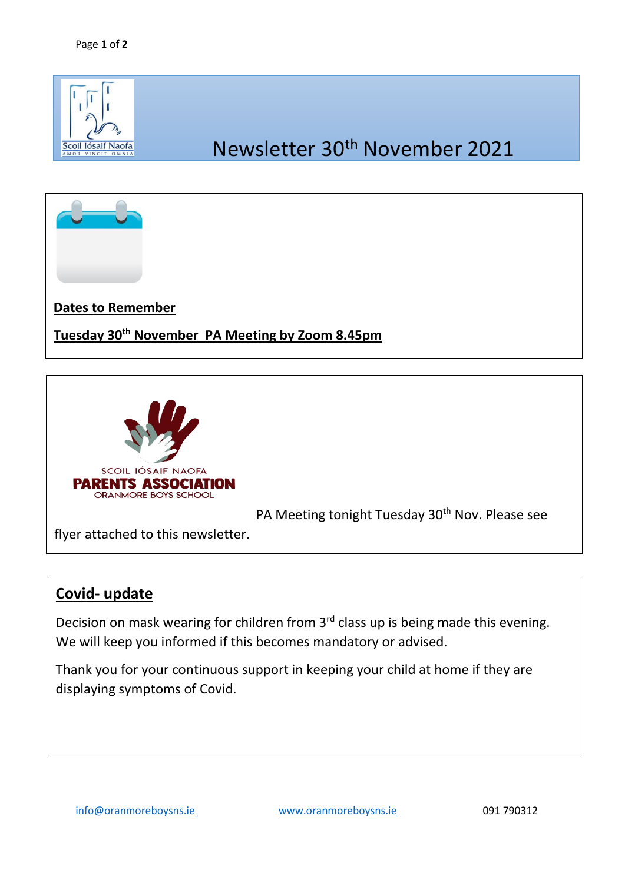# Newsletter 30th November 2021

## Dates to Remember

**Tuesday 30th November PA Meeting by Zoom 8.45pm**

SCOIL IÓSAIF NAOFA
PARENTS ASSOCIATION
ORANMORE BOYS SCHOOL

PA Meeting tonight Tuesday 30th Nov. Please see flyer attached to this newsletter.

## Covid- update

Decision on mask wearing for children from 3rd class up is being made this evening. We will keep you informed if this becomes mandatory or advised.

Thank you for your continuous support in keeping your child at home if they are displaying symptoms of Covid.

info@oranmoreboysns.ie www.oranmoreboysns.ie 091 790312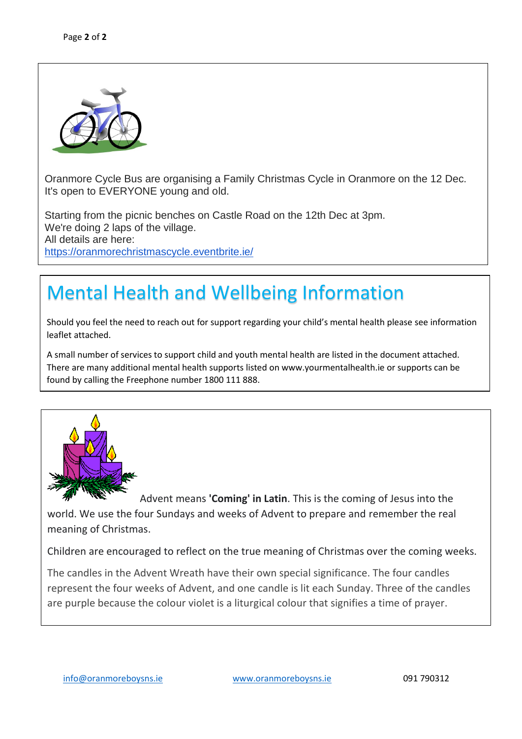Oranmore Cycle Bus are organising a Family Christmas Cycle in Oranmore on the 12 Dec. It's open to EVERYONE young and old.

Starting from the picnic benches on Castle Road on the 12th Dec at 3pm.
We're doing 2 laps of the village.
All details are here:
https://oranmorechristmascycle.eventbrite.ie/

# Mental Health and Wellbeing Information

Should you feel the need to reach out for support regarding your child's mental health please see information leaflet attached.

A small number of services to support child and youth mental health are listed in the document attached. There are many additional mental health supports listed on www.yourmentalhealth.ie or supports can be found by calling the Freephone number 1800 111 888.

Advent means **'Coming' in Latin**. This is the coming of Jesus into the world. We use the four Sundays and weeks of Advent to prepare and remember the real meaning of Christmas.

Children are encouraged to reflect on the true meaning of Christmas over the coming weeks.

The candles in the Advent Wreath have their own special significance. The four candles represent the four weeks of Advent, and one candle is lit each Sunday. Three of the candles are purple because the colour violet is a liturgical colour that signifies a time of prayer.

info@oranmoreboysns.ie www.oranmoreboysns.ie 091 790312